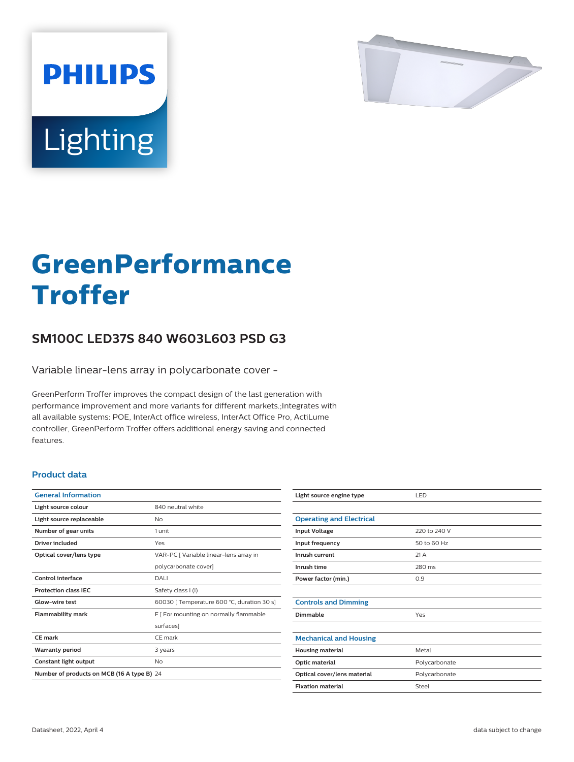# GreenPerformance Troffer

## SM100C LED37S 840 W603L603 PSD G3

Variable linear-lens array in polycarbonate cover -

GreenPerform Troffer improves the compact design of the last generation with performance improvement and more variants for different markets.;Integrates with all available systems: POE, InterAct office wireless, InterAct Office Pro, ActiLume controller, GreenPerform Troffer offers additional energy saving and connected features.

### Product data

| General Information | |
|---|---|
| Light source colour | 840 neutral white |
| Light source replaceable | No |
| Number of gear units | 1 unit |
| Driver included | Yes |
| Optical cover/lens type | VAR-PC [ Variable linear-lens array in polycarbonate cover] |
| Control interface | DALI |
| Protection class IEC | Safety class I (I) |
| Glow-wire test | 60030 [ Temperature 600 °C, duration 30 s] |
| Flammability mark | F [ For mounting on normally flammable surfaces] |
| CE mark | CE mark |
| Warranty period | 3 years |
| Constant light output | No |
| Number of products on MCB (16 A type B) | 24 |
| Light source engine type | LED |

| Operating and Electrical | |
|---|---|
| Input Voltage | 220 to 240 V |
| Input frequency | 50 to 60 Hz |
| Inrush current | 21 A |
| Inrush time | 280 ms |
| Power factor (min.) | 0.9 |

| Controls and Dimming | |
|---|---|
| Dimmable | Yes |

| Mechanical and Housing | |
|---|---|
| Housing material | Metal |
| Optic material | Polycarbonate |
| Optical cover/lens material | Polycarbonate |
| Fixation material | Steel |

Datasheet, 2022, April 4 data subject to change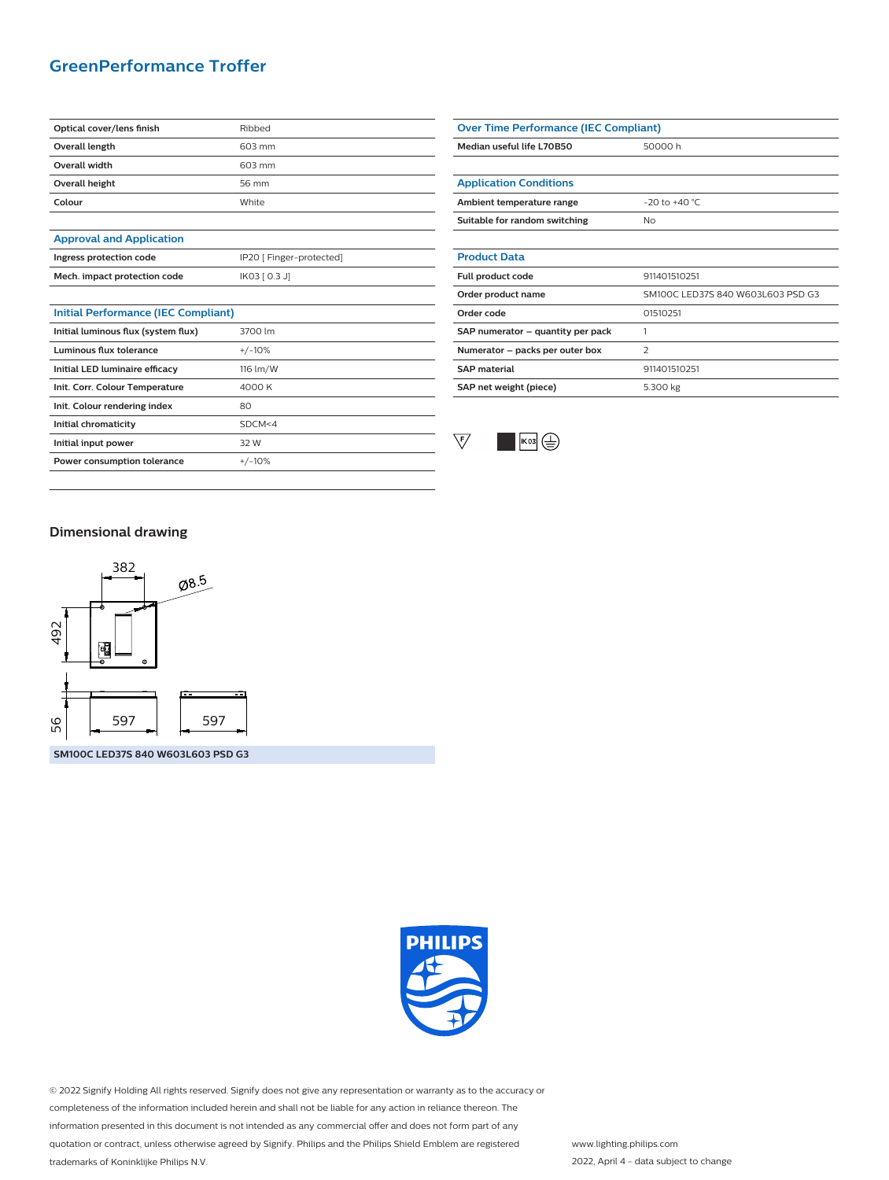# GreenPerformance Troffer

| | |
|---|---|
| Optical cover/lens finish | Ribbed |
| Overall length | 603 mm |
| Overall width | 603 mm |
| Overall height | 56 mm |
| Colour | White |

| Approval and Application | |
|---|---|
| Ingress protection code | IP20 [ Finger-protected] |
| Mech. impact protection code | IK03 [ 0.3 J] |

| Initial Performance (IEC Compliant) | |
|---|---|
| Initial luminous flux (system flux) | 3700 lm |
| Luminous flux tolerance | +/-10% |
| Initial LED luminaire efficacy | 116 lm/W |
| Init. Corr. Colour Temperature | 4000 K |
| Init. Colour rendering index | 80 |
| Initial chromaticity | SDCM<4 |
| Initial input power | 32 W |
| Power consumption tolerance | +/-10% |

| Over Time Performance (IEC Compliant) | |
|---|---|
| Median useful life L70B50 | 50000 h |

| Application Conditions | |
|---|---|
| Ambient temperature range | -20 to +40 °C |
| Suitable for random switching | No |

| Product Data | |
|---|---|
| Full product code | 911401510251 |
| Order product name | SM100C LED37S 840 W603L603 PSD G3 |
| Order code | 01510251 |
| SAP numerator – quantity per pack | 1 |
| Numerator – packs per outer box | 2 |
| SAP material | 911401510251 |
| SAP net weight (piece) | 5.300 kg |

## Dimensional drawing

382
Ø8.5
492
56
597
597

SM100C LED37S 840 W603L603 PSD G3

© 2022 Signify Holding All rights reserved. Signify does not give any representation or warranty as to the accuracy or completeness of the information included herein and shall not be liable for any action in reliance thereon. The information presented in this document is not intended as any commercial offer and does not form part of any quotation or contract, unless otherwise agreed by Signify. Philips and the Philips Shield Emblem are registered trademarks of Koninklijke Philips N.V.

www.lighting.philips.com

2022, April 4 - data subject to change